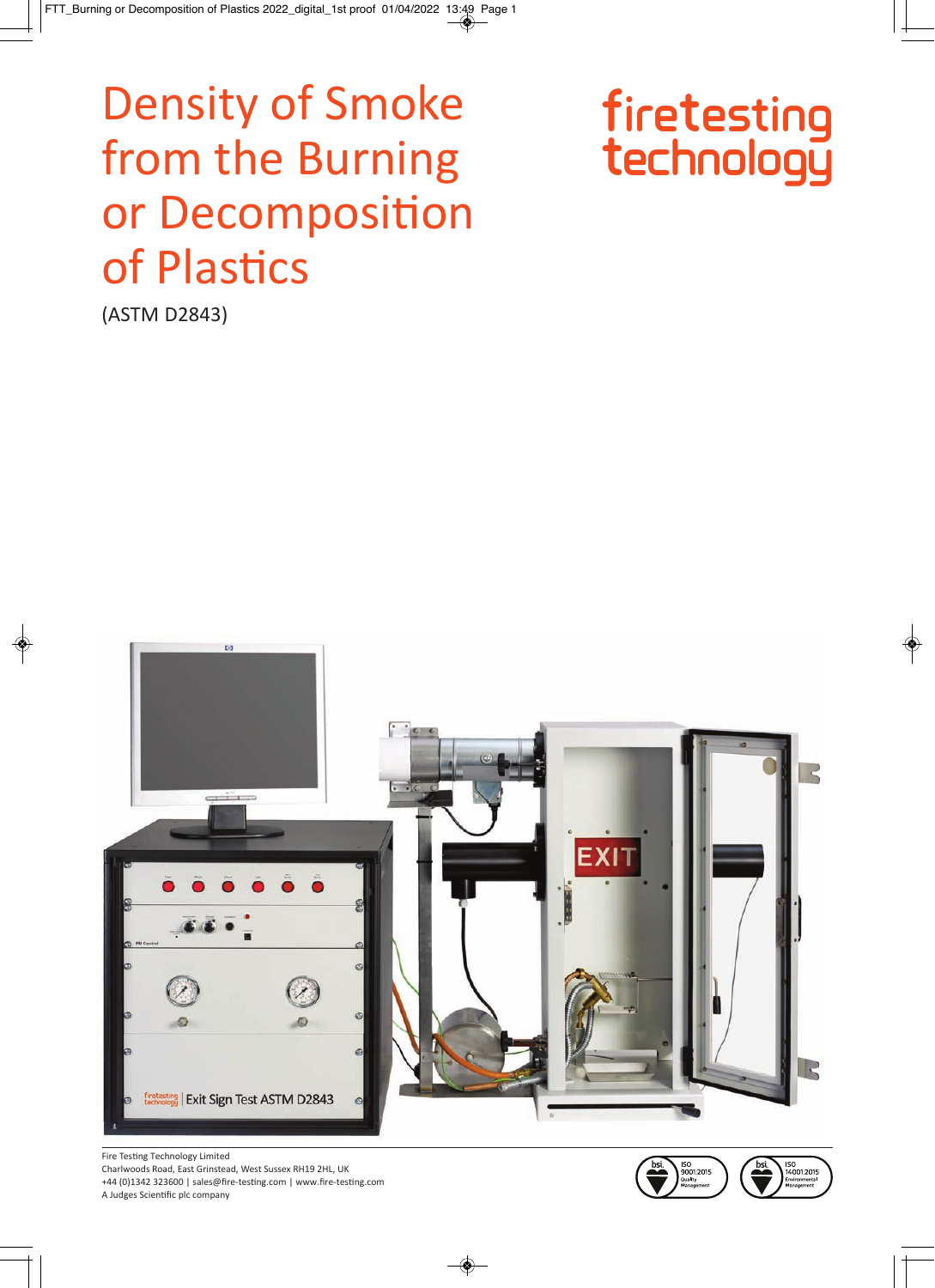# Density of Smoke from the Burning or Decomposition of Plastics

(ASTM D2843)

firetesting technology

Fire Testing Technology Limited
Charlwoods Road, East Grinstead, West Sussex RH19 2HL, UK
+44 (0)1342 323600 | sales@fire-testing.com | www.fire-testing.com
A Judges Scientific plc company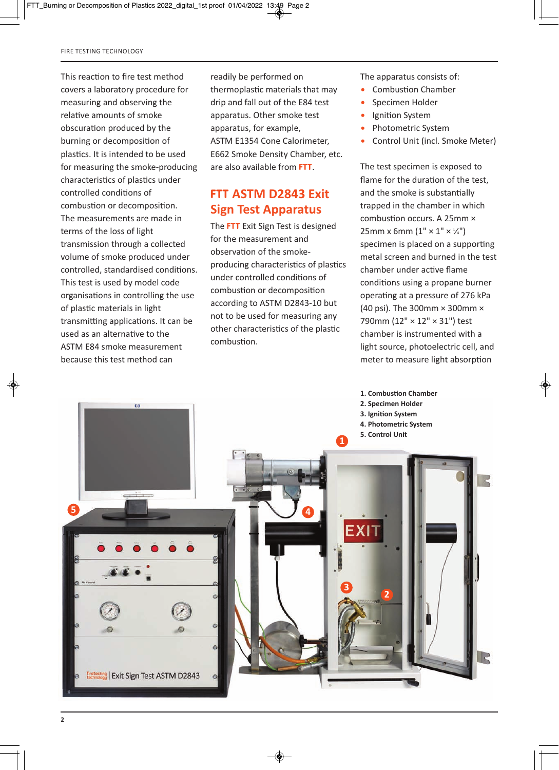This reaction to fire test method covers a laboratory procedure for measuring and observing the relative amounts of smoke obscuration produced by the burning or decomposition of plastics. It is intended to be used for measuring the smoke-producing characteristics of plastics under controlled conditions of combustion or decomposition. The measurements are made in terms of the loss of light transmission through a collected volume of smoke produced under controlled, standardised conditions. This test is used by model code organisations in controlling the use of plastic materials in light transmitting applications. It can be used as an alternative to the ASTM E84 smoke measurement because this test method can readily be performed on thermoplastic materials that may drip and fall out of the E84 test apparatus. Other smoke test apparatus, for example, ASTM E1354 Cone Calorimeter, E662 Smoke Density Chamber, etc. are also available from **FTT**.

## FTT ASTM D2843 Exit Sign Test Apparatus

The **FTT** Exit Sign Test is designed for the measurement and observation of the smoke-producing characteristics of plastics under controlled conditions of combustion or decomposition according to ASTM D2843-10 but not to be used for measuring any other characteristics of the plastic combustion.

The apparatus consists of:

- Combustion Chamber
- Specimen Holder
- Ignition System
- Photometric System
- Control Unit (incl. Smoke Meter)

The test specimen is exposed to flame for the duration of the test, and the smoke is substantially trapped in the chamber in which combustion occurs. A 25mm × 25mm x 6mm (1" × 1" × ¼") specimen is placed on a supporting metal screen and burned in the test chamber under active flame conditions using a propane burner operating at a pressure of 276 kPa (40 psi). The 300mm × 300mm × 790mm (12" × 12" × 31") test chamber is instrumented with a light source, photoelectric cell, and meter to measure light absorption

**1. Combustion Chamber**
**2. Specimen Holder**
**3. Ignition System**
**4. Photometric System**
**5. Control Unit**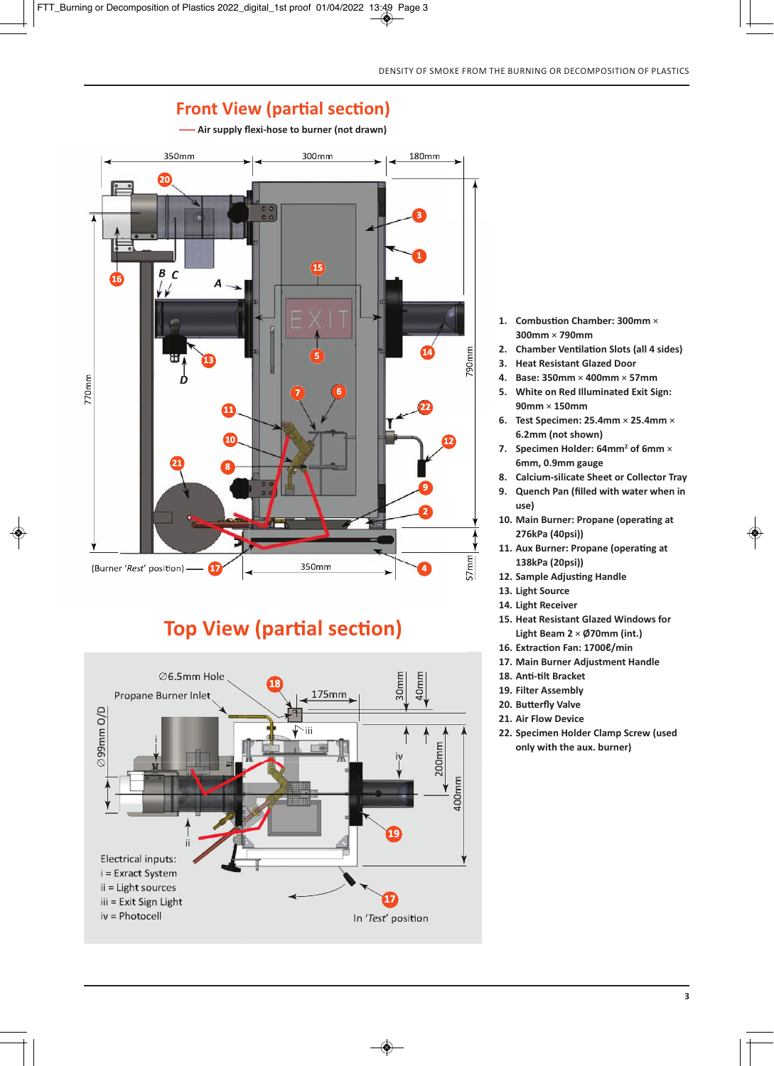## Front View (partial section)

—— Air supply flexi-hose to burner (not drawn)

350mm 300mm 180mm

770mm 790mm 57mm 350mm

(Burner 'Rest' position)

## Top View (partial section)

∅6.5mm Hole

Propane Burner Inlet

175mm 30mm 40mm

∅99mm O/D

200mm 400mm

Electrical inputs:
i = Exract System
ii = Light sources
iii = Exit Sign Light
iv = Photocell

In '*Test*' position

1. **Combustion Chamber: 300mm × 300mm × 790mm**
2. **Chamber Ventilation Slots (all 4 sides)**
3. **Heat Resistant Glazed Door**
4. **Base: 350mm × 400mm × 57mm**
5. **White on Red Illuminated Exit Sign: 90mm × 150mm**
6. **Test Specimen: 25.4mm × 25.4mm × 6.2mm (not shown)**
7. **Specimen Holder: 64mm² of 6mm × 6mm, 0.9mm gauge**
8. **Calcium-silicate Sheet or Collector Tray**
9. **Quench Pan (filled with water when in use)**
10. **Main Burner: Propane (operating at 276kPa (40psi))**
11. **Aux Burner: Propane (operating at 138kPa (20psi))**
12. **Sample Adjusting Handle**
13. **Light Source**
14. **Light Receiver**
15. **Heat Resistant Glazed Windows for Light Beam 2 × Ø70mm (int.)**
16. **Extraction Fan: 1700ℓ/min**
17. **Main Burner Adjustment Handle**
18. **Anti-tilt Bracket**
19. **Filter Assembly**
20. **Butterfly Valve**
21. **Air Flow Device**
22. **Specimen Holder Clamp Screw (used only with the aux. burner)**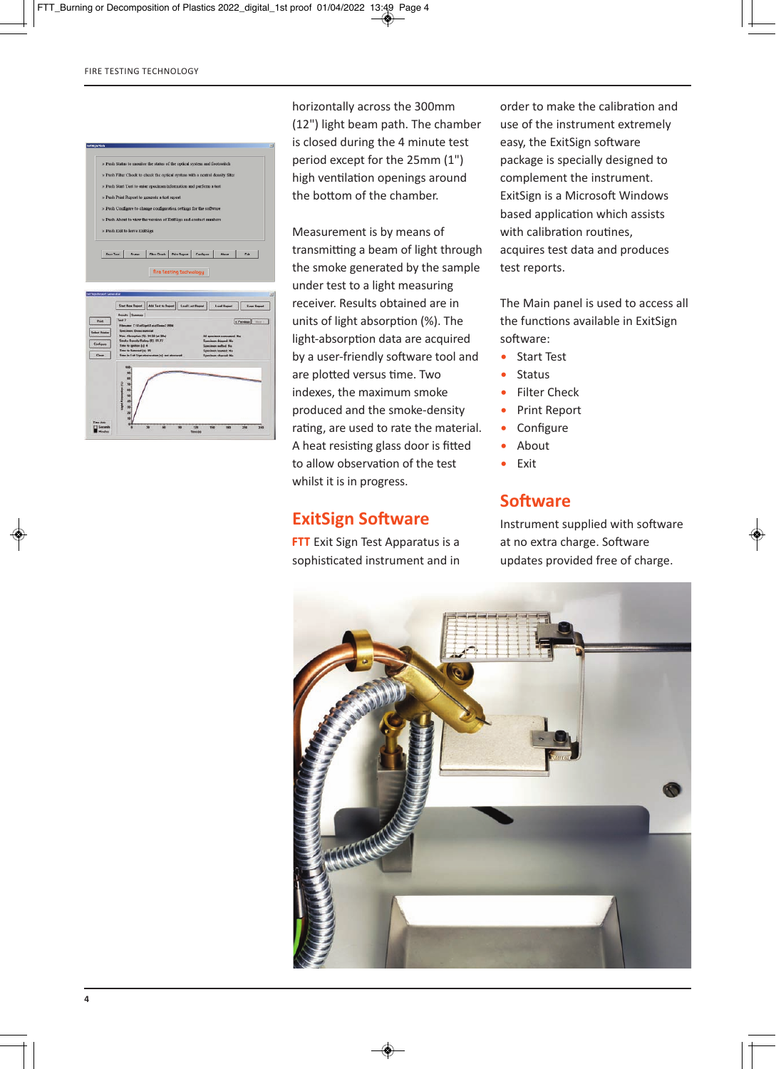horizontally across the 300mm (12") light beam path. The chamber is closed during the 4 minute test period except for the 25mm (1") high ventilation openings around the bottom of the chamber.

Measurement is by means of transmitting a beam of light through the smoke generated by the sample under test to a light measuring receiver. Results obtained are in units of light absorption (%). The light-absorption data are acquired by a user-friendly software tool and are plotted versus time. Two indexes, the maximum smoke produced and the smoke-density rating, are used to rate the material. A heat resisting glass door is fitted to allow observation of the test whilst it is in progress.

## ExitSign Software

**FTT** Exit Sign Test Apparatus is a sophisticated instrument and in order to make the calibration and use of the instrument extremely easy, the ExitSign software package is specially designed to complement the instrument. ExitSign is a Microsoft Windows based application which assists with calibration routines, acquires test data and produces test reports.

The Main panel is used to access all the functions available in ExitSign software:

- Start Test
- Status
- Filter Check
- Print Report
- Configure
- About
- Exit

## Software

Instrument supplied with software at no extra charge. Software updates provided free of charge.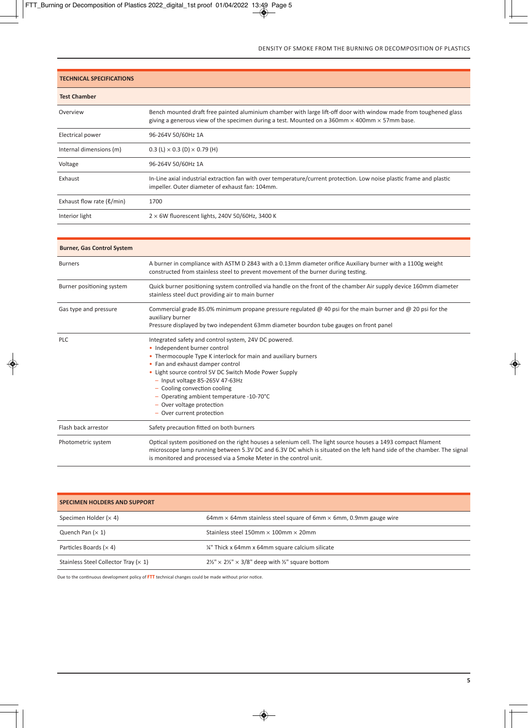## TECHNICAL SPECIFICATIONS

| **Test Chamber** | |
|---|---|
| Overview | Bench mounted draft free painted aluminium chamber with large lift-off door with window made from toughened glass giving a generous view of the specimen during a test. Mounted on a 360mm × 400mm × 57mm base. |
| Electrical power | 96-264V 50/60Hz 1A |
| Internal dimensions (m) | 0.3 (L) × 0.3 (D) × 0.79 (H) |
| Voltage | 96-264V 50/60Hz 1A |
| Exhaust | In-Line axial industrial extraction fan with over temperature/current protection. Low noise plastic frame and plastic impeller. Outer diameter of exhaust fan: 104mm. |
| Exhaust flow rate (ℓ/min) | 1700 |
| Interior light | 2 × 6W fluorescent lights, 240V 50/60Hz, 3400 K |

| **Burner, Gas Control System** | |
|---|---|
| Burners | A burner in compliance with ASTM D 2843 with a 0.13mm diameter orifice Auxiliary burner with a 1100g weight constructed from stainless steel to prevent movement of the burner during testing. |
| Burner positioning system | Quick burner positioning system controlled via handle on the front of the chamber Air supply device 160mm diameter stainless steel duct providing air to main burner |
| Gas type and pressure | Commercial grade 85.0% minimum propane pressure regulated @ 40 psi for the main burner and @ 20 psi for the auxiliary burner<br>Pressure displayed by two independent 63mm diameter bourdon tube gauges on front panel |
| PLC | Integrated safety and control system, 24V DC powered.<br>• Independent burner control<br>• Thermocouple Type K interlock for main and auxiliary burners<br>• Fan and exhaust damper control<br>• Light source control 5V DC Switch Mode Power Supply<br>– Input voltage 85-265V 47-63Hz<br>– Cooling convection cooling<br>– Operating ambient temperature -10-70°C<br>– Over voltage protection<br>– Over current protection |
| Flash back arrestor | Safety precaution fitted on both burners |
| Photometric system | Optical system positioned on the right houses a selenium cell. The light source houses a 1493 compact filament microscope lamp running between 5.3V DC and 6.3V DC which is situated on the left hand side of the chamber. The signal is monitored and processed via a Smoke Meter in the control unit. |

| **SPECIMEN HOLDERS AND SUPPORT** | |
|---|---|
| Specimen Holder (× 4) | 64mm × 64mm stainless steel square of 6mm × 6mm, 0.9mm gauge wire |
| Quench Pan (× 1) | Stainless steel 150mm × 100mm × 20mm |
| Particles Boards (× 4) | ¼" Thick x 64mm x 64mm square calcium silicate |
| Stainless Steel Collector Tray (× 1) | 2½" × 2½" × 3/8" deep with ½" square bottom |

Due to the continuous development policy of **FTT** technical changes could be made without prior notice.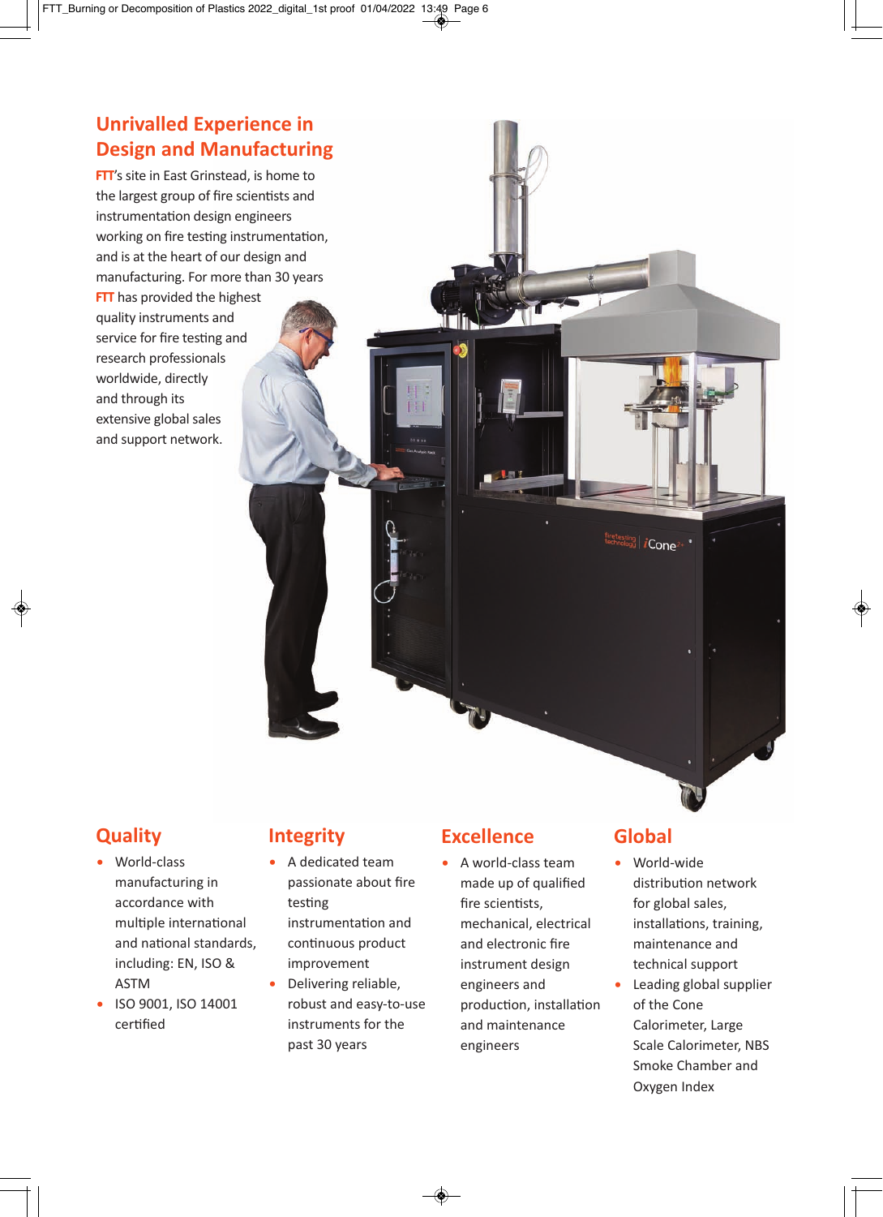## Unrivalled Experience in Design and Manufacturing

FTT's site in East Grinstead, is home to the largest group of fire scientists and instrumentation design engineers working on fire testing instrumentation, and is at the heart of our design and manufacturing. For more than 30 years FTT has provided the highest quality instruments and service for fire testing and research professionals worldwide, directly and through its extensive global sales and support network.

### Quality

- World-class manufacturing in accordance with multiple international and national standards, including: EN, ISO & ASTM
- ISO 9001, ISO 14001 certified

### Integrity

- A dedicated team passionate about fire testing instrumentation and continuous product improvement
- Delivering reliable, robust and easy-to-use instruments for the past 30 years

### Excellence

- A world-class team made up of qualified fire scientists, mechanical, electrical and electronic fire instrument design engineers and production, installation and maintenance engineers

### Global

- World-wide distribution network for global sales, installations, training, maintenance and technical support
- Leading global supplier of the Cone Calorimeter, Large Scale Calorimeter, NBS Smoke Chamber and Oxygen Index